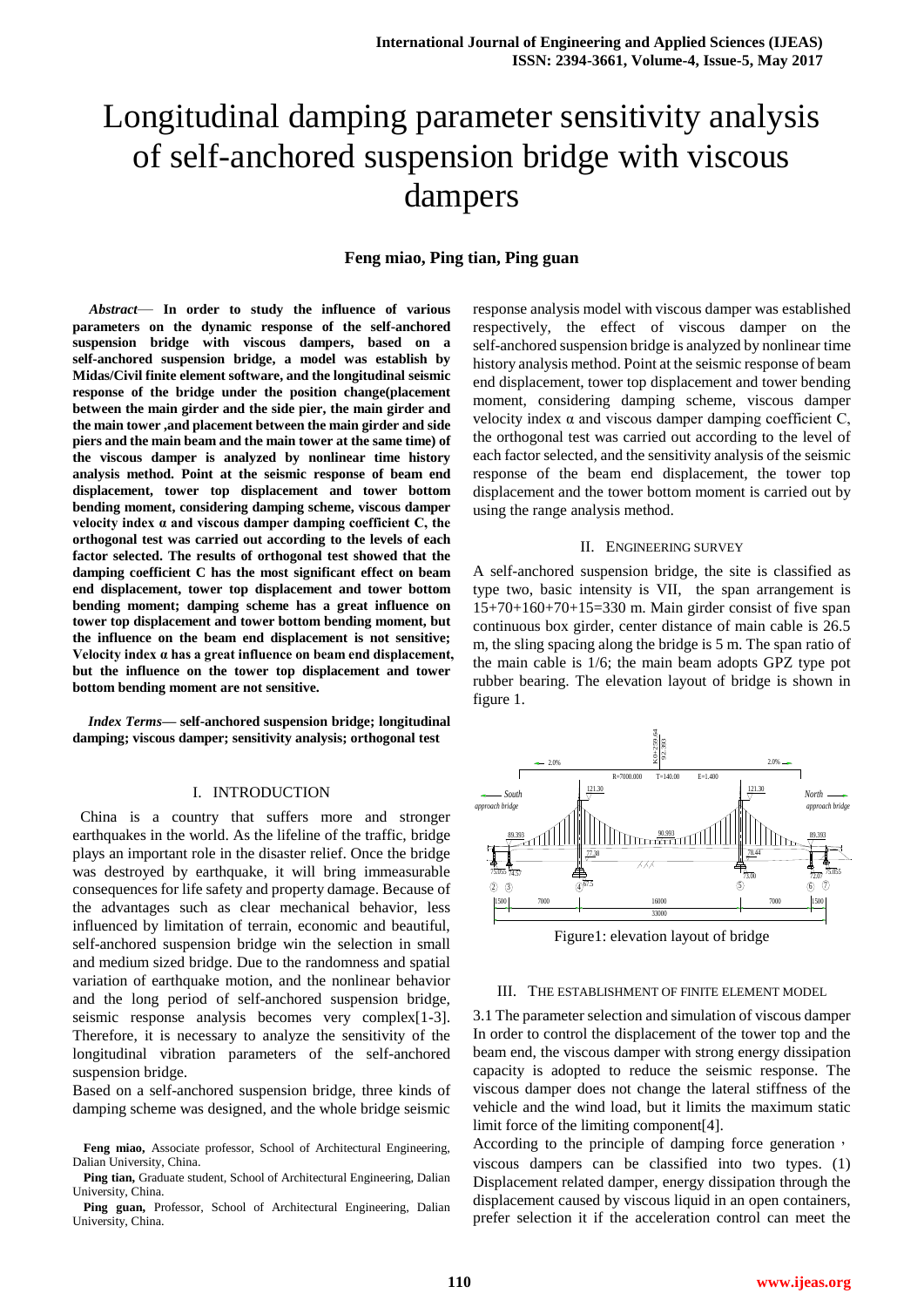# Longitudinal damping parameter sensitivity analysis of self-anchored suspension bridge with viscous dampers

**Feng miao, Ping tian, Ping guan**

***Abstract*— In order to study the influence of various parameters on the dynamic response of the self-anchored suspension bridge with viscous dampers, based on a self-anchored suspension bridge, a model was establish by Midas/Civil finite element software, and the longitudinal seismic response of the bridge under the position change(placement between the main girder and the side pier, the main girder and the main tower ,and placement between the main girder and side piers and the main beam and the main tower at the same time) of the viscous damper is analyzed by nonlinear time history analysis method. Point at the seismic response of beam end displacement, tower top displacement and tower bottom bending moment, considering damping scheme, viscous damper velocity index α and viscous damper damping coefficient C, the orthogonal test was carried out according to the levels of each factor selected. The results of orthogonal test showed that the damping coefficient C has the most significant effect on beam end displacement, tower top displacement and tower bottom bending moment; damping scheme has a great influence on tower top displacement and tower bottom bending moment, but the influence on the beam end displacement is not sensitive; Velocity index α has a great influence on beam end displacement, but the influence on the tower top displacement and tower bottom bending moment are not sensitive.**

***Index Terms*— self-anchored suspension bridge; longitudinal damping; viscous damper; sensitivity analysis; orthogonal test**

## I. INTRODUCTION

China is a country that suffers more and stronger earthquakes in the world. As the lifeline of the traffic, bridge plays an important role in the disaster relief. Once the bridge was destroyed by earthquake, it will bring immeasurable consequences for life safety and property damage. Because of the advantages such as clear mechanical behavior, less influenced by limitation of terrain, economic and beautiful, self-anchored suspension bridge win the selection in small and medium sized bridge. Due to the randomness and spatial variation of earthquake motion, and the nonlinear behavior and the long period of self-anchored suspension bridge, seismic response analysis becomes very complex[1-3]. Therefore, it is necessary to analyze the sensitivity of the longitudinal vibration parameters of the self-anchored suspension bridge.

Based on a self-anchored suspension bridge, three kinds of damping scheme was designed, and the whole bridge seismic response analysis model with viscous damper was established respectively, the effect of viscous damper on the self-anchored suspension bridge is analyzed by nonlinear time history analysis method. Point at the seismic response of beam end displacement, tower top displacement and tower bending moment, considering damping scheme, viscous damper velocity index α and viscous damper damping coefficient C, the orthogonal test was carried out according to the level of each factor selected, and the sensitivity analysis of the seismic response of the beam end displacement, the tower top displacement and the tower bottom moment is carried out by using the range analysis method.

**Feng miao,** Associate professor, School of Architectural Engineering, Dalian University, China.

**Ping tian,** Graduate student, School of Architectural Engineering, Dalian University, China.

**Ping guan,** Professor, School of Architectural Engineering, Dalian University, China.

## II. ENGINEERING SURVEY

A self-anchored suspension bridge, the site is classified as type two, basic intensity is VII, the span arrangement is 15+70+160+70+15=330 m. Main girder consist of five span continuous box girder, center distance of main cable is 26.5 m, the sling spacing along the bridge is 5 m. The span ratio of the main cable is 1/6; the main beam adopts GPZ type pot rubber bearing. The elevation layout of bridge is shown in figure 1.

Figure1: elevation layout of bridge

## III. THE ESTABLISHMENT OF FINITE ELEMENT MODEL

3.1 The parameter selection and simulation of viscous damper

In order to control the displacement of the tower top and the beam end, the viscous damper with strong energy dissipation capacity is adopted to reduce the seismic response. The viscous damper does not change the lateral stiffness of the vehicle and the wind load, but it limits the maximum static limit force of the limiting component[4].

According to the principle of damping force generation， viscous dampers can be classified into two types. (1) Displacement related damper, energy dissipation through the displacement caused by viscous liquid in an open containers, prefer selection it if the acceleration control can meet the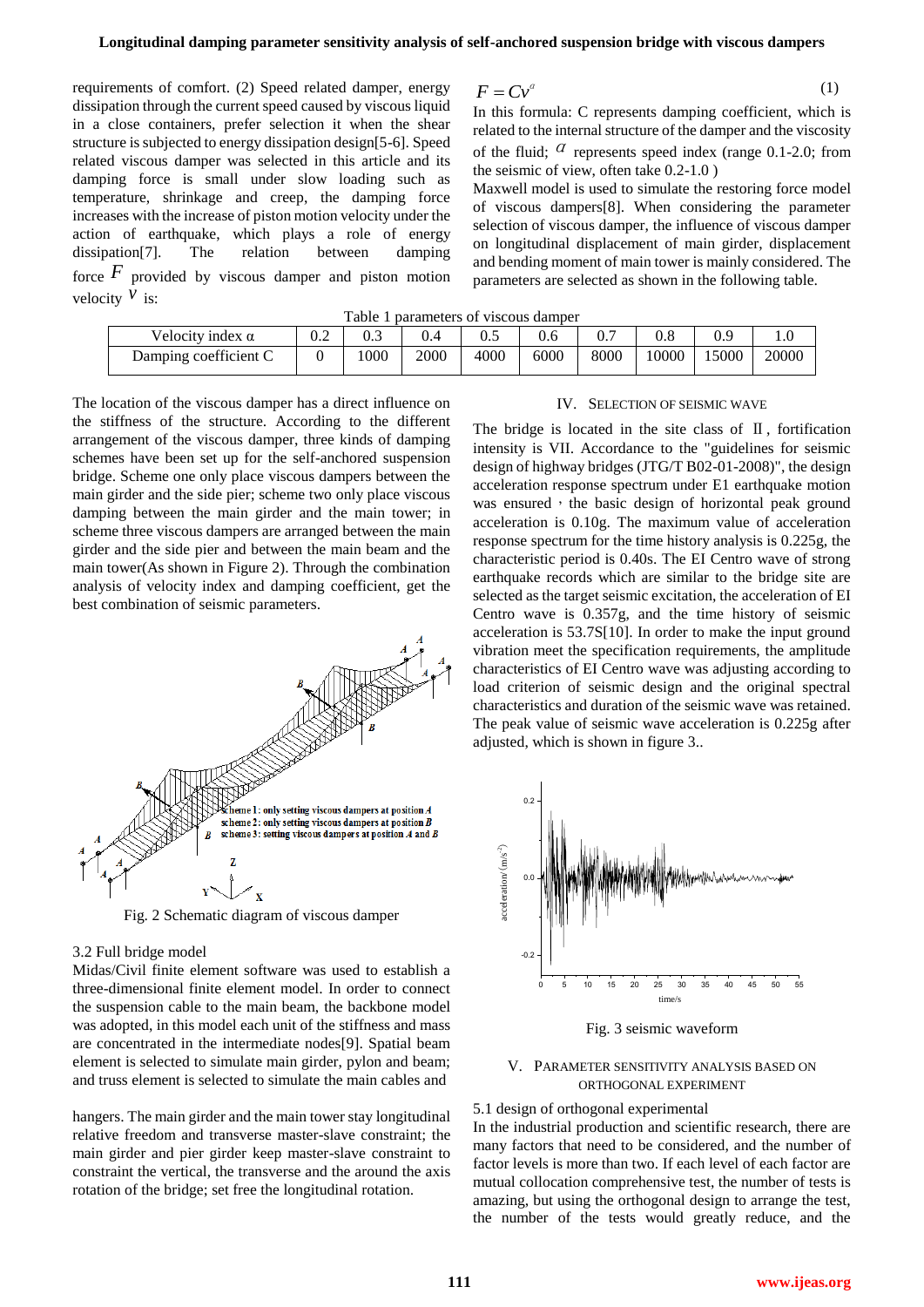requirements of comfort. (2) Speed related damper, energy dissipation through the current speed caused by viscous liquid in a close containers, prefer selection it when the shear structure is subjected to energy dissipation design[5-6]. Speed related viscous damper was selected in this article and its damping force is small under slow loading such as temperature, shrinkage and creep, the damping force increases with the increase of piston motion velocity under the action of earthquake, which plays a role of energy dissipation[7]. The relation between damping force $F$ provided by viscous damper and piston motion velocity $V$ is:

$$F = Cv^{\alpha} \tag{1}$$

In this formula: C represents damping coefficient, which is related to the internal structure of the damper and the viscosity of the fluid; $\alpha$ represents speed index (range 0.1-2.0; from the seismic of view, often take 0.2-1.0 )

Maxwell model is used to simulate the restoring force model of viscous dampers[8]. When considering the parameter selection of viscous damper, the influence of viscous damper on longitudinal displacement of main girder, displacement and bending moment of main tower is mainly considered. The parameters are selected as shown in the following table.

Table 1 parameters of viscous damper

| Velocity index α | 0.2 | 0.3 | 0.4 | 0.5 | 0.6 | 0.7 | 0.8 | 0.9 | 1.0 |
|---|---|---|---|---|---|---|---|---|---|
| Damping coefficient C | 0 | 1000 | 2000 | 4000 | 6000 | 8000 | 10000 | 15000 | 20000 |

The location of the viscous damper has a direct influence on the stiffness of the structure. According to the different arrangement of the viscous damper, three kinds of damping schemes have been set up for the self-anchored suspension bridge. Scheme one only place viscous dampers between the main girder and the side pier; scheme two only place viscous damping between the main girder and the main tower; in scheme three viscous dampers are arranged between the main girder and the side pier and between the main beam and the main tower(As shown in Figure 2). Through the combination analysis of velocity index and damping coefficient, get the best combination of seismic parameters.

Fig. 2 Schematic diagram of viscous damper

3.2 Full bridge model

Midas/Civil finite element software was used to establish a three-dimensional finite element model. In order to connect the suspension cable to the main beam, the backbone model was adopted, in this model each unit of the stiffness and mass are concentrated in the intermediate nodes[9]. Spatial beam element is selected to simulate main girder, pylon and beam; and truss element is selected to simulate the main cables and hangers. The main girder and the main tower stay longitudinal relative freedom and transverse master-slave constraint; the main girder and pier girder keep master-slave constraint to constraint the vertical, the transverse and the around the axis rotation of the bridge; set free the longitudinal rotation.

## IV. Selection of Seismic Wave

The bridge is located in the site class of Ⅱ, fortification intensity is VII. Accordance to the "guidelines for seismic design of highway bridges (JTG/T B02-01-2008)", the design acceleration response spectrum under E1 earthquake motion was ensured，the basic design of horizontal peak ground acceleration is 0.10g. The maximum value of acceleration response spectrum for the time history analysis is 0.225g, the characteristic period is 0.40s. The EI Centro wave of strong earthquake records which are similar to the bridge site are selected as the target seismic excitation, the acceleration of EI Centro wave is 0.357g, and the time history of seismic acceleration is 53.7S[10]. In order to make the input ground vibration meet the specification requirements, the amplitude characteristics of EI Centro wave was adjusting according to load criterion of seismic design and the original spectral characteristics and duration of the seismic wave was retained. The peak value of seismic wave acceleration is 0.225g after adjusted, which is shown in figure 3..

Fig. 3 seismic waveform

## V. Parameter Sensitivity Analysis Based on Orthogonal Experiment

5.1 design of orthogonal experimental

In the industrial production and scientific research, there are many factors that need to be considered, and the number of factor levels is more than two. If each level of each factor are mutual collocation comprehensive test, the number of tests is amazing, but using the orthogonal design to arrange the test, the number of the tests would greatly reduce, and the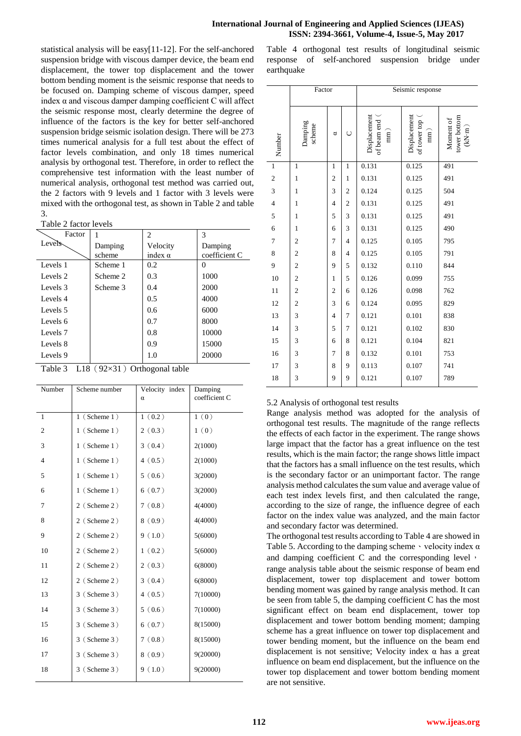statistical analysis will be easy[11-12]. For the self-anchored suspension bridge with viscous damper device, the beam end displacement, the tower top displacement and the tower bottom bending moment is the seismic response that needs to be focused on. Damping scheme of viscous damper, speed index α and viscous damper damping coefficient C will affect the seismic response most, clearly determine the degree of influence of the factors is the key for better self-anchored suspension bridge seismic isolation design. There will be 273 times numerical analysis for a full test about the effect of factor levels combination, and only 18 times numerical analysis by orthogonal test. Therefore, in order to reflect the comprehensive test information with the least number of numerical analysis, orthogonal test method was carried out, the 2 factors with 9 levels and 1 factor with 3 levels were mixed with the orthogonal test, as shown in Table 2 and table 3.

Table 2 factor levels

| Levels \ Factor | 1 Damping scheme | 2 Velocity index α | 3 Damping coefficient C |
|---|---|---|---|
| Levels 1 | Scheme 1 | 0.2 | 0 |
| Levels 2 | Scheme 2 | 0.3 | 1000 |
| Levels 3 | Scheme 3 | 0.4 | 2000 |
| Levels 4 | | 0.5 | 4000 |
| Levels 5 | | 0.6 | 6000 |
| Levels 6 | | 0.7 | 8000 |
| Levels 7 | | 0.8 | 10000 |
| Levels 8 | | 0.9 | 15000 |
| Levels 9 | | 1.0 | 20000 |

Table 3 L18（92×31）Orthogonal table

| Number | Scheme number | Velocity index α | Damping coefficient C |
|---|---|---|---|
| 1 | 1（Scheme 1） | 1（0.2） | 1（0） |
| 2 | 1（Scheme 1） | 2（0.3） | 1（0） |
| 3 | 1（Scheme 1） | 3（0.4） | 2(1000) |
| 4 | 1（Scheme 1） | 4（0.5） | 2(1000) |
| 5 | 1（Scheme 1） | 5（0.6） | 3(2000) |
| 6 | 1（Scheme 1） | 6（0.7） | 3(2000) |
| 7 | 2（Scheme 2） | 7（0.8） | 4(4000) |
| 8 | 2（Scheme 2） | 8（0.9） | 4(4000) |
| 9 | 2（Scheme 2） | 9（1.0） | 5(6000) |
| 10 | 2（Scheme 2） | 1（0.2） | 5(6000) |
| 11 | 2（Scheme 2） | 2（0.3） | 6(8000) |
| 12 | 2（Scheme 2） | 3（0.4） | 6(8000) |
| 13 | 3（Scheme 3） | 4（0.5） | 7(10000) |
| 14 | 3（Scheme 3） | 5（0.6） | 7(10000) |
| 15 | 3（Scheme 3） | 6（0.7） | 8(15000) |
| 16 | 3（Scheme 3） | 7（0.8） | 8(15000) |
| 17 | 3（Scheme 3） | 8（0.9） | 9(20000) |
| 18 | 3（Scheme 3） | 9（1.0） | 9(20000) |

Table 4 orthogonal test results of longitudinal seismic response of self-anchored suspension bridge under earthquake

| Number | Factor | | | Seismic response | | |
|---|---|---|---|---|---|---|
| | Damping scheme | α | C | Displacement of beam end（mm） | Displacement of tower top（mm） | Moment of tower bottom（kN·m） |
| 1 | 1 | 1 | 1 | 0.131 | 0.125 | 491 |
| 2 | 1 | 2 | 1 | 0.131 | 0.125 | 491 |
| 3 | 1 | 3 | 2 | 0.124 | 0.125 | 504 |
| 4 | 1 | 4 | 2 | 0.131 | 0.125 | 491 |
| 5 | 1 | 5 | 3 | 0.131 | 0.125 | 491 |
| 6 | 1 | 6 | 3 | 0.131 | 0.125 | 490 |
| 7 | 2 | 7 | 4 | 0.125 | 0.105 | 795 |
| 8 | 2 | 8 | 4 | 0.125 | 0.105 | 791 |
| 9 | 2 | 9 | 5 | 0.132 | 0.110 | 844 |
| 10 | 2 | 1 | 5 | 0.126 | 0.099 | 755 |
| 11 | 2 | 2 | 6 | 0.126 | 0.098 | 762 |
| 12 | 2 | 3 | 6 | 0.124 | 0.095 | 829 |
| 13 | 3 | 4 | 7 | 0.121 | 0.101 | 838 |
| 14 | 3 | 5 | 7 | 0.121 | 0.102 | 830 |
| 15 | 3 | 6 | 8 | 0.121 | 0.104 | 821 |
| 16 | 3 | 7 | 8 | 0.132 | 0.101 | 753 |
| 17 | 3 | 8 | 9 | 0.113 | 0.107 | 741 |
| 18 | 3 | 9 | 9 | 0.121 | 0.107 | 789 |

5.2 Analysis of orthogonal test results

Range analysis method was adopted for the analysis of orthogonal test results. The magnitude of the range reflects the effects of each factor in the experiment. The range shows large impact that the factor has a great influence on the test results, which is the main factor; the range shows little impact that the factors has a small influence on the test results, which is the secondary factor or an unimportant factor. The range analysis method calculates the sum value and average value of each test index levels first, and then calculated the range, according to the size of range, the influence degree of each factor on the index value was analyzed, and the main factor and secondary factor was determined.

The orthogonal test results according to Table 4 are showed in Table 5. According to the damping scheme、velocity index α and damping coefficient C and the corresponding level， range analysis table about the seismic response of beam end displacement, tower top displacement and tower bottom bending moment was gained by range analysis method. It can be seen from table 5, the damping coefficient C has the most significant effect on beam end displacement, tower top displacement and tower bottom bending moment; damping scheme has a great influence on tower top displacement and tower bending moment, but the influence on the beam end displacement is not sensitive; Velocity index α has a great influence on beam end displacement, but the influence on the tower top displacement and tower bottom bending moment are not sensitive.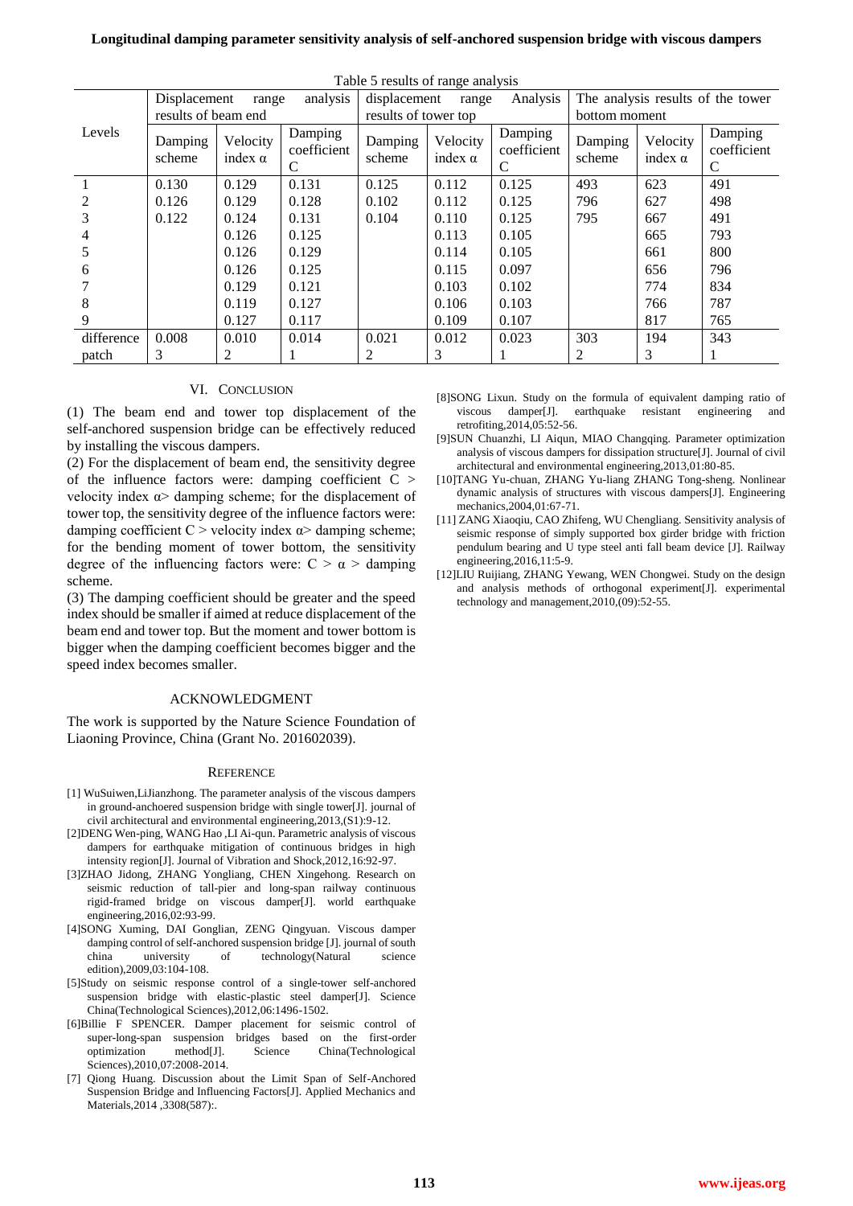Table 5 results of range analysis

| Levels | Displacement range analysis results of beam end | | | displacement range Analysis results of tower top | | | The analysis results of the tower bottom moment | | |
|---|---|---|---|---|---|---|---|---|---|
| | Damping scheme | Velocity index α | Damping coefficient C | Damping scheme | Velocity index α | Damping coefficient C | Damping scheme | Velocity index α | Damping coefficient C |
| 1 | 0.130 | 0.129 | 0.131 | 0.125 | 0.112 | 0.125 | 493 | 623 | 491 |
| 2 | 0.126 | 0.129 | 0.128 | 0.102 | 0.112 | 0.125 | 796 | 627 | 498 |
| 3 | 0.122 | 0.124 | 0.131 | 0.104 | 0.110 | 0.125 | 795 | 667 | 491 |
| 4 | | 0.126 | 0.125 | | 0.113 | 0.105 | | 665 | 793 |
| 5 | | 0.126 | 0.129 | | 0.114 | 0.105 | | 661 | 800 |
| 6 | | 0.126 | 0.125 | | 0.115 | 0.097 | | 656 | 796 |
| 7 | | 0.129 | 0.121 | | 0.103 | 0.102 | | 774 | 834 |
| 8 | | 0.119 | 0.127 | | 0.106 | 0.103 | | 766 | 787 |
| 9 | | 0.127 | 0.117 | | 0.109 | 0.107 | | 817 | 765 |
| difference | 0.008 | 0.010 | 0.014 | 0.021 | 0.012 | 0.023 | 303 | 194 | 343 |
| patch | 3 | 2 | 1 | 2 | 3 | 1 | 2 | 3 | 1 |

## VI. Conclusion

(1) The beam end and tower top displacement of the self-anchored suspension bridge can be effectively reduced by installing the viscous dampers.

(2) For the displacement of beam end, the sensitivity degree of the influence factors were: damping coefficient C > velocity index α> damping scheme; for the displacement of tower top, the sensitivity degree of the influence factors were: damping coefficient C > velocity index α> damping scheme; for the bending moment of tower bottom, the sensitivity degree of the influencing factors were: C > α > damping scheme.

(3) The damping coefficient should be greater and the speed index should be smaller if aimed at reduce displacement of the beam end and tower top. But the moment and tower bottom is bigger when the damping coefficient becomes bigger and the speed index becomes smaller.

## Acknowledgment

The work is supported by the Nature Science Foundation of Liaoning Province, China (Grant No. 201602039).

## Reference

[1] WuSuiwen,LiJianzhong. The parameter analysis of the viscous dampers in ground-anchoered suspension bridge with single tower[J]. journal of civil architectural and environmental engineering,2013,(S1):9-12.

[2]DENG Wen-ping, WANG Hao ,LI Ai-qun. Parametric analysis of viscous dampers for earthquake mitigation of continuous bridges in high intensity region[J]. Journal of Vibration and Shock,2012,16:92-97.

[3]ZHAO Jidong, ZHANG Yongliang, CHEN Xingehong. Research on seismic reduction of tall-pier and long-span railway continuous rigid-framed bridge on viscous damper[J]. world earthquake engineering,2016,02:93-99.

[4]SONG Xuming, DAI Gonglian, ZENG Qingyuan. Viscous damper damping control of self-anchored suspension bridge [J]. journal of south china university of technology(Natural science edition),2009,03:104-108.

[5]Study on seismic response control of a single-tower self-anchored suspension bridge with elastic-plastic steel damper[J]. Science China(Technological Sciences),2012,06:1496-1502.

[6]Billie F SPENCER. Damper placement for seismic control of super-long-span suspension bridges based on the first-order optimization method[J]. Science China(Technological Sciences),2010,07:2008-2014.

[7] Qiong Huang. Discussion about the Limit Span of Self-Anchored Suspension Bridge and Influencing Factors[J]. Applied Mechanics and Materials,2014 ,3308(587):.

[8]SONG Lixun. Study on the formula of equivalent damping ratio of viscous damper[J]. earthquake resistant engineering and retrofiting,2014,05:52-56.

[9]SUN Chuanzhi, LI Aiqun, MIAO Changqing. Parameter optimization analysis of viscous dampers for dissipation structure[J]. Journal of civil architectural and environmental engineering,2013,01:80-85.

[10]TANG Yu-chuan, ZHANG Yu-liang ZHANG Tong-sheng. Nonlinear dynamic analysis of structures with viscous dampers[J]. Engineering mechanics,2004,01:67-71.

[11] ZANG Xiaoqiu, CAO Zhifeng, WU Chengliang. Sensitivity analysis of seismic response of simply supported box girder bridge with friction pendulum bearing and U type steel anti fall beam device [J]. Railway engineering,2016,11:5-9.

[12]LIU Ruijiang, ZHANG Yewang, WEN Chongwei. Study on the design and analysis methods of orthogonal experiment[J]. experimental technology and management,2010,(09):52-55.